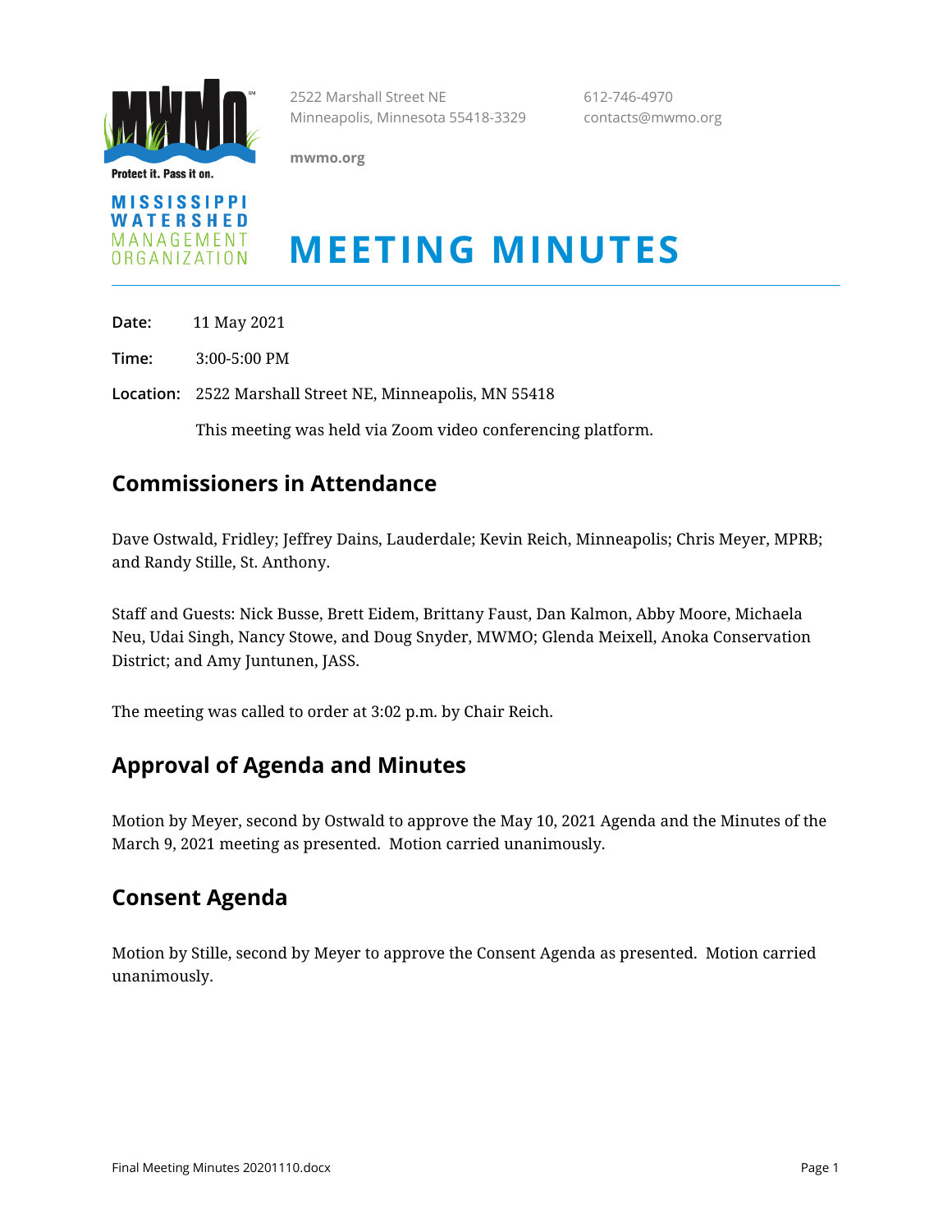MISSISSIPPI WATERSHED MANAGEMENT ORGANIZATION

Protect it. Pass it on.

2522 Marshall Street NE
Minneapolis, Minnesota 55418-3329

mwmo.org

612-746-4970
contacts@mwmo.org

# MEETING MINUTES

**Date:** 11 May 2021

**Time:** 3:00-5:00 PM

**Location:** 2522 Marshall Street NE, Minneapolis, MN 55418

This meeting was held via Zoom video conferencing platform.

## Commissioners in Attendance

Dave Ostwald, Fridley; Jeffrey Dains, Lauderdale; Kevin Reich, Minneapolis; Chris Meyer, MPRB; and Randy Stille, St. Anthony.

Staff and Guests: Nick Busse, Brett Eidem, Brittany Faust, Dan Kalmon, Abby Moore, Michaela Neu, Udai Singh, Nancy Stowe, and Doug Snyder, MWMO; Glenda Meixell, Anoka Conservation District; and Amy Juntunen, JASS.

The meeting was called to order at 3:02 p.m. by Chair Reich.

## Approval of Agenda and Minutes

Motion by Meyer, second by Ostwald to approve the May 10, 2021 Agenda and the Minutes of the March 9, 2021 meeting as presented. Motion carried unanimously.

## Consent Agenda

Motion by Stille, second by Meyer to approve the Consent Agenda as presented. Motion carried unanimously.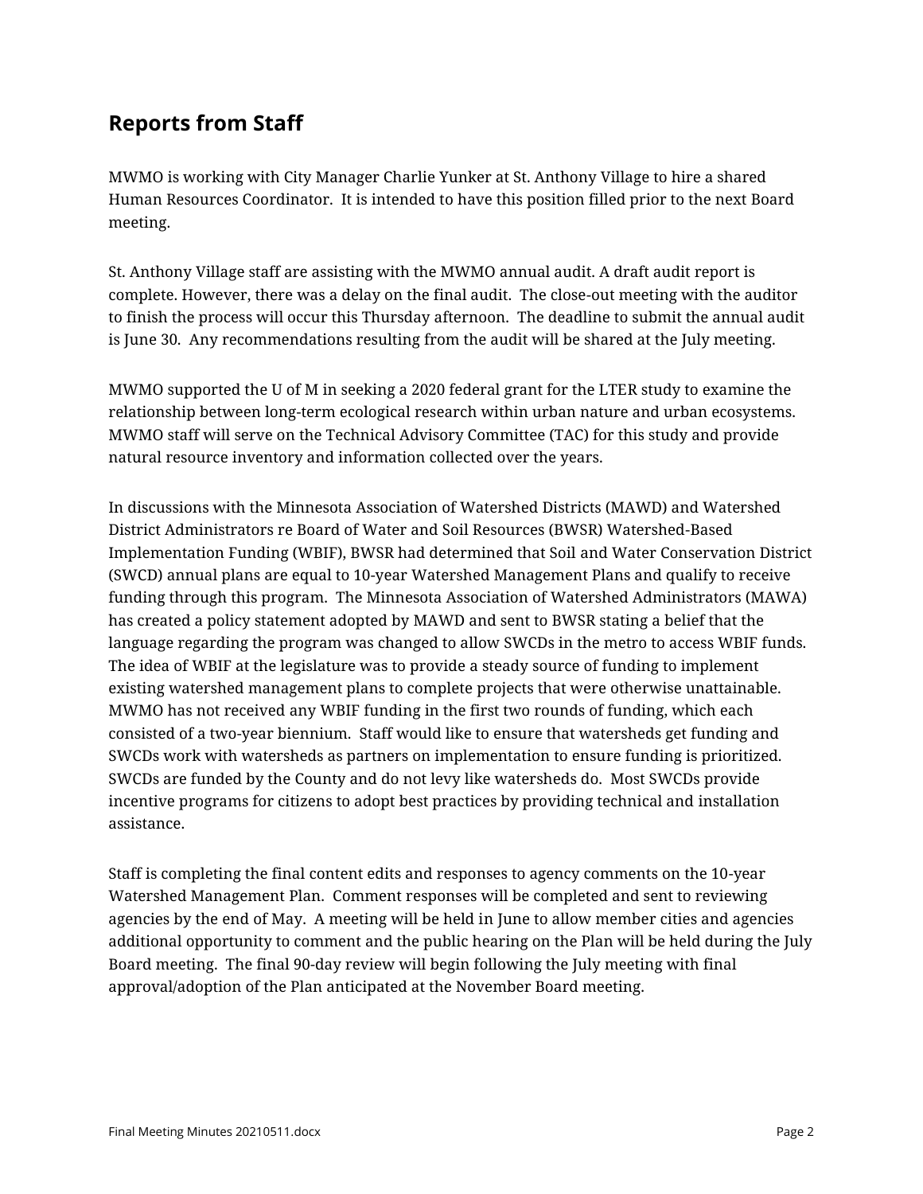## Reports from Staff

MWMO is working with City Manager Charlie Yunker at St. Anthony Village to hire a shared Human Resources Coordinator. It is intended to have this position filled prior to the next Board meeting.

St. Anthony Village staff are assisting with the MWMO annual audit. A draft audit report is complete. However, there was a delay on the final audit. The close-out meeting with the auditor to finish the process will occur this Thursday afternoon. The deadline to submit the annual audit is June 30. Any recommendations resulting from the audit will be shared at the July meeting.

MWMO supported the U of M in seeking a 2020 federal grant for the LTER study to examine the relationship between long-term ecological research within urban nature and urban ecosystems. MWMO staff will serve on the Technical Advisory Committee (TAC) for this study and provide natural resource inventory and information collected over the years.

In discussions with the Minnesota Association of Watershed Districts (MAWD) and Watershed District Administrators re Board of Water and Soil Resources (BWSR) Watershed-Based Implementation Funding (WBIF), BWSR had determined that Soil and Water Conservation District (SWCD) annual plans are equal to 10-year Watershed Management Plans and qualify to receive funding through this program. The Minnesota Association of Watershed Administrators (MAWA) has created a policy statement adopted by MAWD and sent to BWSR stating a belief that the language regarding the program was changed to allow SWCDs in the metro to access WBIF funds. The idea of WBIF at the legislature was to provide a steady source of funding to implement existing watershed management plans to complete projects that were otherwise unattainable. MWMO has not received any WBIF funding in the first two rounds of funding, which each consisted of a two-year biennium. Staff would like to ensure that watersheds get funding and SWCDs work with watersheds as partners on implementation to ensure funding is prioritized. SWCDs are funded by the County and do not levy like watersheds do. Most SWCDs provide incentive programs for citizens to adopt best practices by providing technical and installation assistance.

Staff is completing the final content edits and responses to agency comments on the 10-year Watershed Management Plan. Comment responses will be completed and sent to reviewing agencies by the end of May. A meeting will be held in June to allow member cities and agencies additional opportunity to comment and the public hearing on the Plan will be held during the July Board meeting. The final 90-day review will begin following the July meeting with final approval/adoption of the Plan anticipated at the November Board meeting.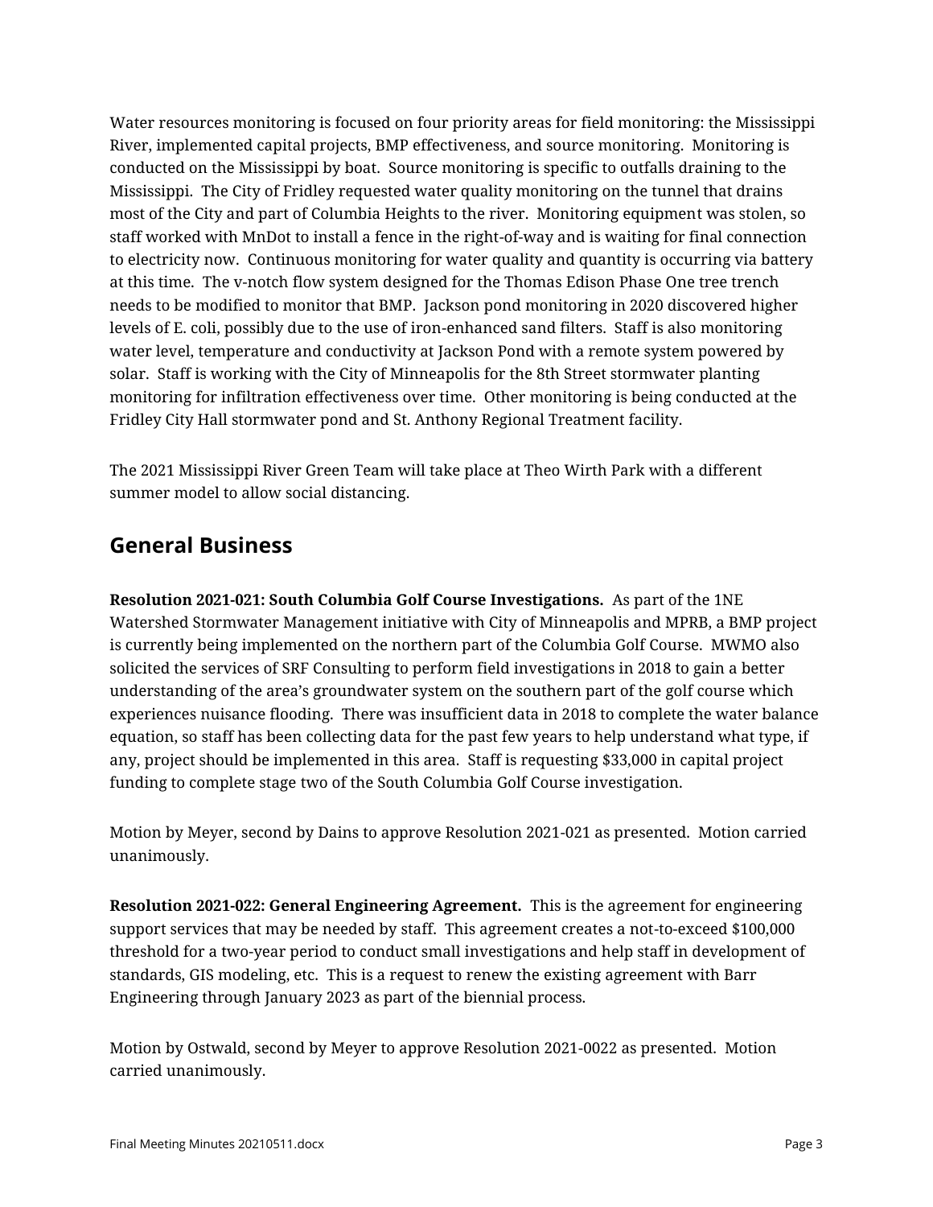Water resources monitoring is focused on four priority areas for field monitoring: the Mississippi River, implemented capital projects, BMP effectiveness, and source monitoring. Monitoring is conducted on the Mississippi by boat. Source monitoring is specific to outfalls draining to the Mississippi. The City of Fridley requested water quality monitoring on the tunnel that drains most of the City and part of Columbia Heights to the river. Monitoring equipment was stolen, so staff worked with MnDot to install a fence in the right-of-way and is waiting for final connection to electricity now. Continuous monitoring for water quality and quantity is occurring via battery at this time. The v-notch flow system designed for the Thomas Edison Phase One tree trench needs to be modified to monitor that BMP. Jackson pond monitoring in 2020 discovered higher levels of E. coli, possibly due to the use of iron-enhanced sand filters. Staff is also monitoring water level, temperature and conductivity at Jackson Pond with a remote system powered by solar. Staff is working with the City of Minneapolis for the 8th Street stormwater planting monitoring for infiltration effectiveness over time. Other monitoring is being conducted at the Fridley City Hall stormwater pond and St. Anthony Regional Treatment facility.

The 2021 Mississippi River Green Team will take place at Theo Wirth Park with a different summer model to allow social distancing.

## General Business

**Resolution 2021-021: South Columbia Golf Course Investigations.** As part of the 1NE Watershed Stormwater Management initiative with City of Minneapolis and MPRB, a BMP project is currently being implemented on the northern part of the Columbia Golf Course. MWMO also solicited the services of SRF Consulting to perform field investigations in 2018 to gain a better understanding of the area's groundwater system on the southern part of the golf course which experiences nuisance flooding. There was insufficient data in 2018 to complete the water balance equation, so staff has been collecting data for the past few years to help understand what type, if any, project should be implemented in this area. Staff is requesting $33,000 in capital project funding to complete stage two of the South Columbia Golf Course investigation.

Motion by Meyer, second by Dains to approve Resolution 2021-021 as presented. Motion carried unanimously.

**Resolution 2021-022: General Engineering Agreement.** This is the agreement for engineering support services that may be needed by staff. This agreement creates a not-to-exceed $100,000 threshold for a two-year period to conduct small investigations and help staff in development of standards, GIS modeling, etc. This is a request to renew the existing agreement with Barr Engineering through January 2023 as part of the biennial process.

Motion by Ostwald, second by Meyer to approve Resolution 2021-0022 as presented. Motion carried unanimously.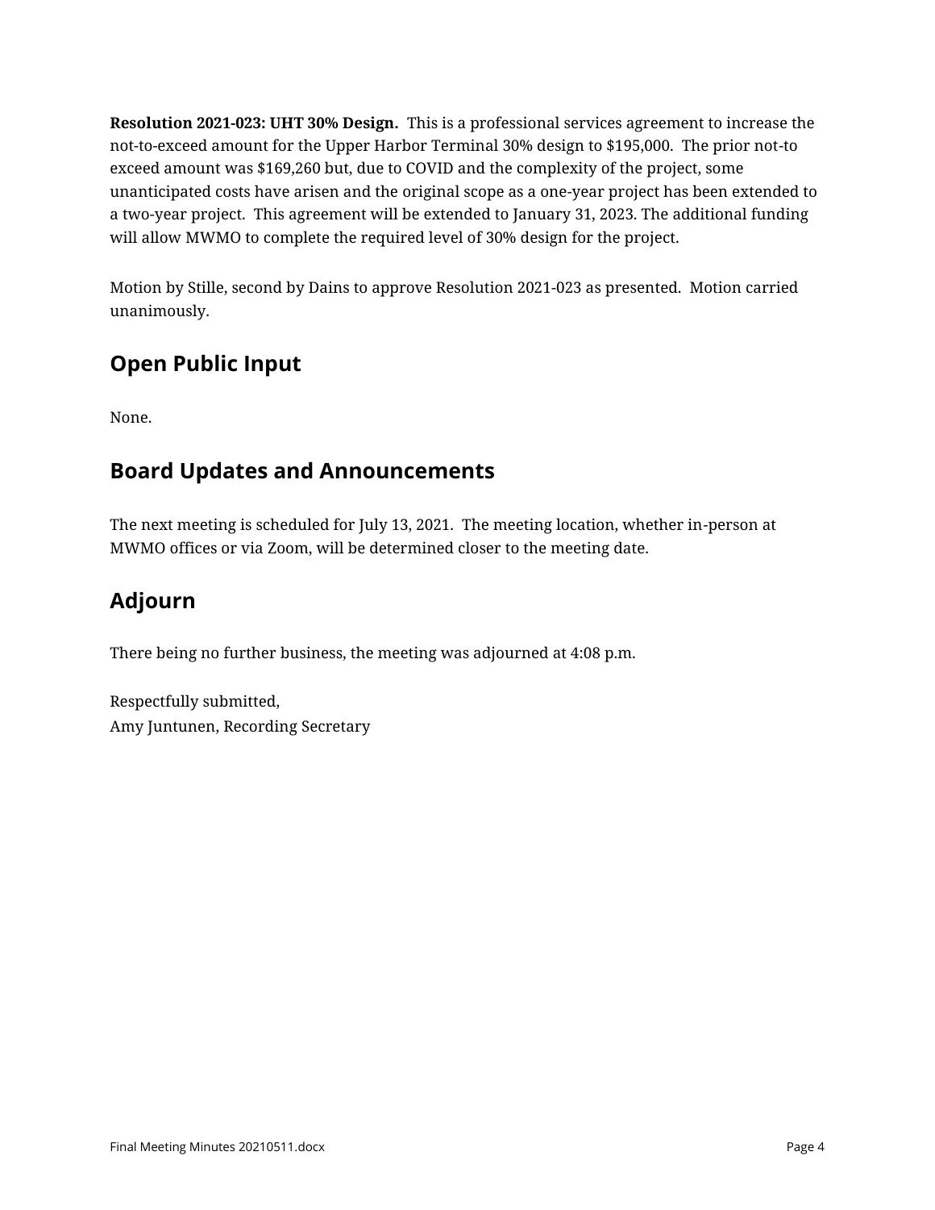**Resolution 2021-023: UHT 30% Design.** This is a professional services agreement to increase the not-to-exceed amount for the Upper Harbor Terminal 30% design to $195,000. The prior not-to exceed amount was $169,260 but, due to COVID and the complexity of the project, some unanticipated costs have arisen and the original scope as a one-year project has been extended to a two-year project. This agreement will be extended to January 31, 2023. The additional funding will allow MWMO to complete the required level of 30% design for the project.

Motion by Stille, second by Dains to approve Resolution 2021-023 as presented. Motion carried unanimously.

## Open Public Input

None.

## Board Updates and Announcements

The next meeting is scheduled for July 13, 2021. The meeting location, whether in-person at MWMO offices or via Zoom, will be determined closer to the meeting date.

## Adjourn

There being no further business, the meeting was adjourned at 4:08 p.m.

Respectfully submitted,
Amy Juntunen, Recording Secretary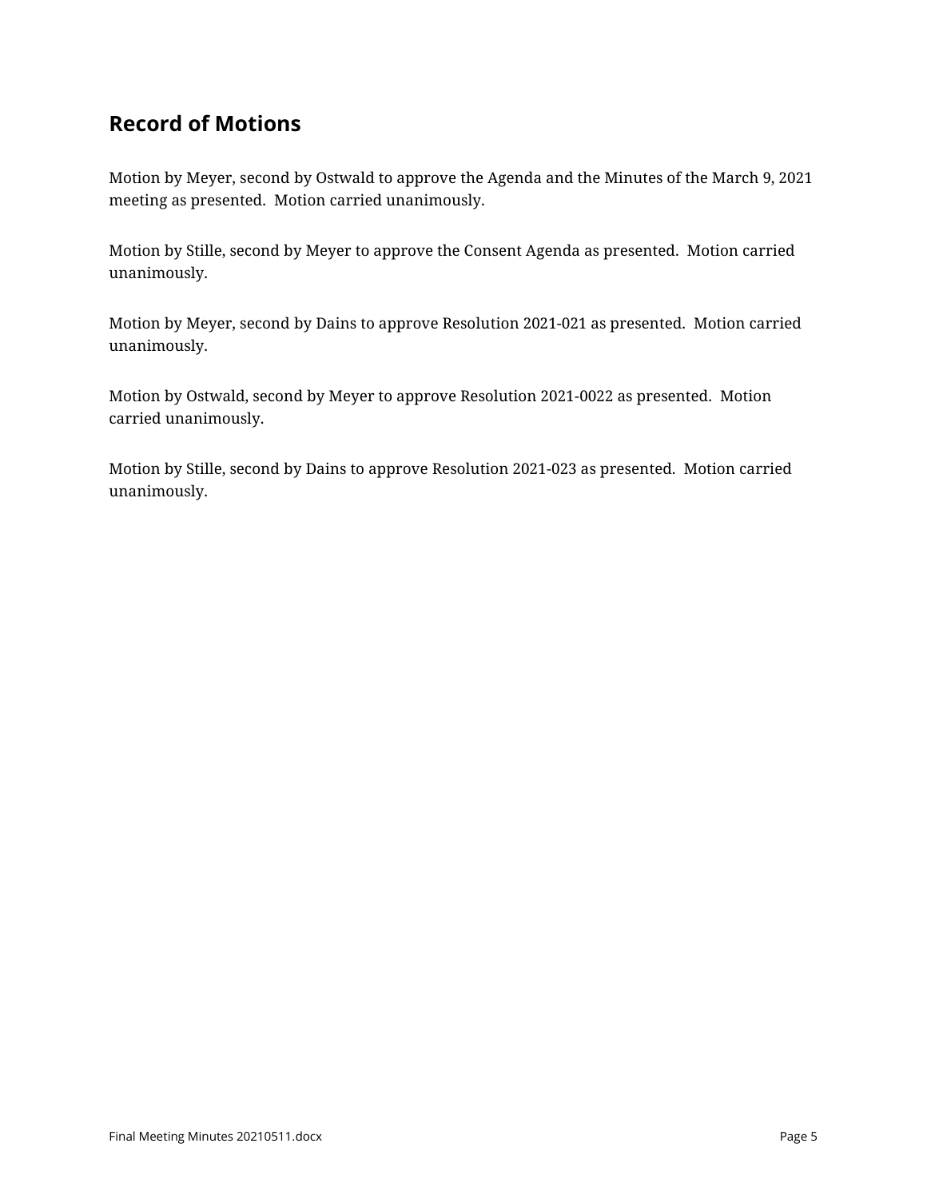## Record of Motions

Motion by Meyer, second by Ostwald to approve the Agenda and the Minutes of the March 9, 2021 meeting as presented. Motion carried unanimously.

Motion by Stille, second by Meyer to approve the Consent Agenda as presented. Motion carried unanimously.

Motion by Meyer, second by Dains to approve Resolution 2021-021 as presented. Motion carried unanimously.

Motion by Ostwald, second by Meyer to approve Resolution 2021-0022 as presented. Motion carried unanimously.

Motion by Stille, second by Dains to approve Resolution 2021-023 as presented. Motion carried unanimously.